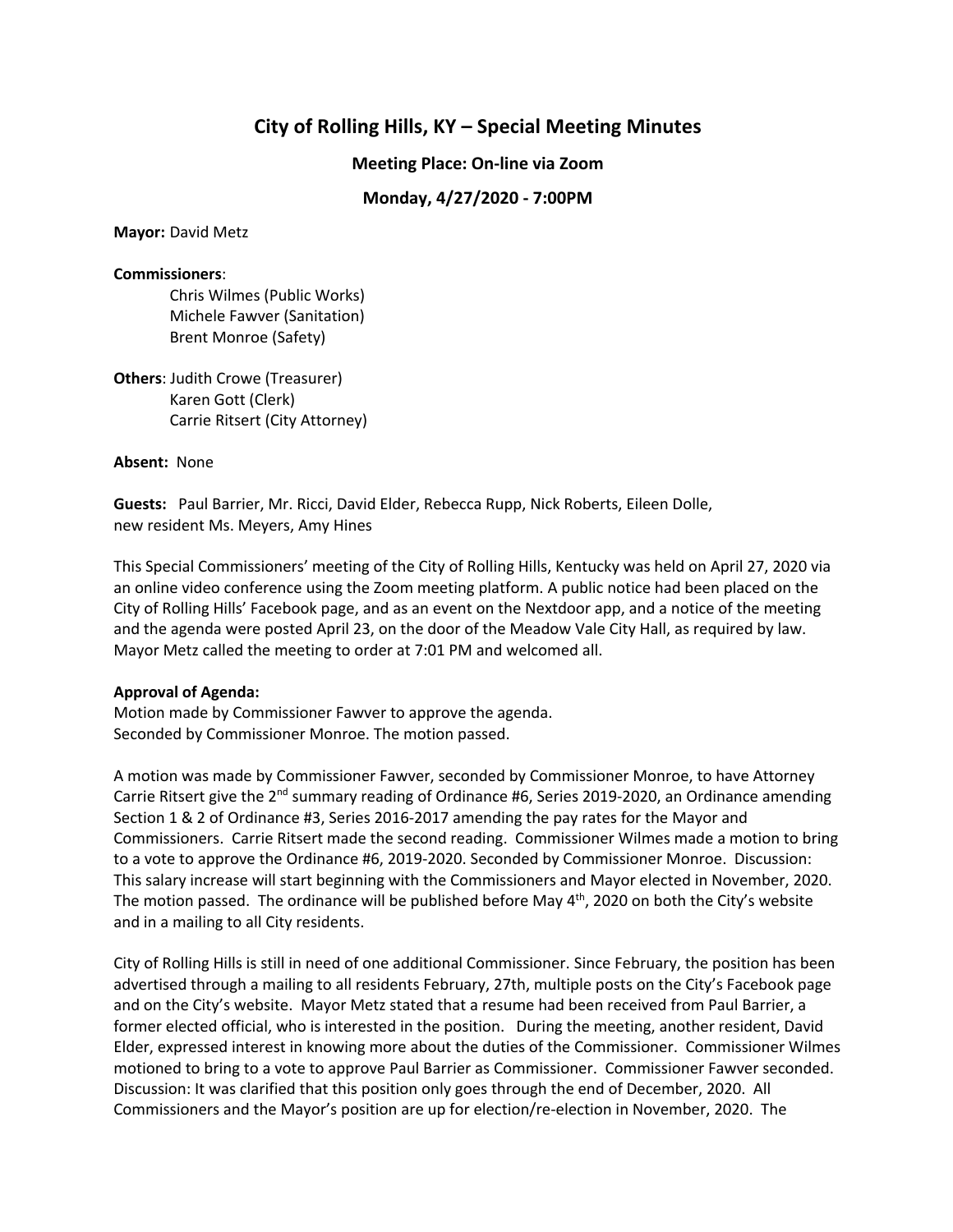# City of Rolling Hills, KY – Special Meeting Minutes

**Meeting Place: On-line via Zoom**

**Monday, 4/27/2020 - 7:00PM**

**Mayor:** David Metz

**Commissioners**:
- Chris Wilmes (Public Works)
- Michele Fawver (Sanitation)
- Brent Monroe (Safety)

**Others**:
- Judith Crowe (Treasurer)
- Karen Gott (Clerk)
- Carrie Ritsert (City Attorney)

**Absent:** None

**Guests:** Paul Barrier, Mr. Ricci, David Elder, Rebecca Rupp, Nick Roberts, Eileen Dolle, new resident Ms. Meyers, Amy Hines

This Special Commissioners' meeting of the City of Rolling Hills, Kentucky was held on April 27, 2020 via an online video conference using the Zoom meeting platform. A public notice had been placed on the City of Rolling Hills' Facebook page, and as an event on the Nextdoor app, and a notice of the meeting and the agenda were posted April 23, on the door of the Meadow Vale City Hall, as required by law. Mayor Metz called the meeting to order at 7:01 PM and welcomed all.

**Approval of Agenda:**
Motion made by Commissioner Fawver to approve the agenda.
Seconded by Commissioner Monroe. The motion passed.

A motion was made by Commissioner Fawver, seconded by Commissioner Monroe, to have Attorney Carrie Ritsert give the 2nd summary reading of Ordinance #6, Series 2019-2020, an Ordinance amending Section 1 & 2 of Ordinance #3, Series 2016-2017 amending the pay rates for the Mayor and Commissioners. Carrie Ritsert made the second reading. Commissioner Wilmes made a motion to bring to a vote to approve the Ordinance #6, 2019-2020. Seconded by Commissioner Monroe. Discussion: This salary increase will start beginning with the Commissioners and Mayor elected in November, 2020. The motion passed. The ordinance will be published before May 4th, 2020 on both the City's website and in a mailing to all City residents.

City of Rolling Hills is still in need of one additional Commissioner. Since February, the position has been advertised through a mailing to all residents February, 27th, multiple posts on the City's Facebook page and on the City's website. Mayor Metz stated that a resume had been received from Paul Barrier, a former elected official, who is interested in the position. During the meeting, another resident, David Elder, expressed interest in knowing more about the duties of the Commissioner. Commissioner Wilmes motioned to bring to a vote to approve Paul Barrier as Commissioner. Commissioner Fawver seconded. Discussion: It was clarified that this position only goes through the end of December, 2020. All Commissioners and the Mayor's position are up for election/re-election in November, 2020. The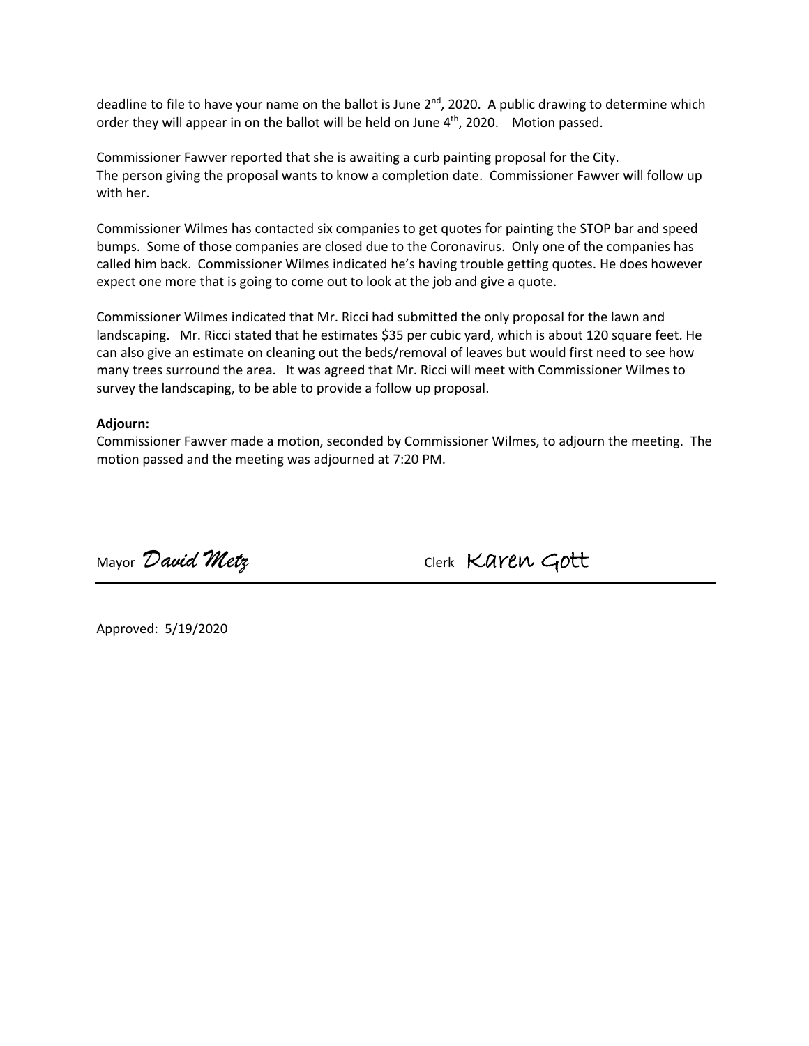deadline to file to have your name on the ballot is June 2nd, 2020. A public drawing to determine which order they will appear in on the ballot will be held on June 4th, 2020. Motion passed.

Commissioner Fawver reported that she is awaiting a curb painting proposal for the City.
The person giving the proposal wants to know a completion date. Commissioner Fawver will follow up with her.

Commissioner Wilmes has contacted six companies to get quotes for painting the STOP bar and speed bumps. Some of those companies are closed due to the Coronavirus. Only one of the companies has called him back. Commissioner Wilmes indicated he's having trouble getting quotes. He does however expect one more that is going to come out to look at the job and give a quote.

Commissioner Wilmes indicated that Mr. Ricci had submitted the only proposal for the lawn and landscaping. Mr. Ricci stated that he estimates $35 per cubic yard, which is about 120 square feet. He can also give an estimate on cleaning out the beds/removal of leaves but would first need to see how many trees surround the area. It was agreed that Mr. Ricci will meet with Commissioner Wilmes to survey the landscaping, to be able to provide a follow up proposal.

**Adjourn:**
Commissioner Fawver made a motion, seconded by Commissioner Wilmes, to adjourn the meeting. The motion passed and the meeting was adjourned at 7:20 PM.

Mayor *David Metz* Clerk Karen Gott

Approved: 5/19/2020